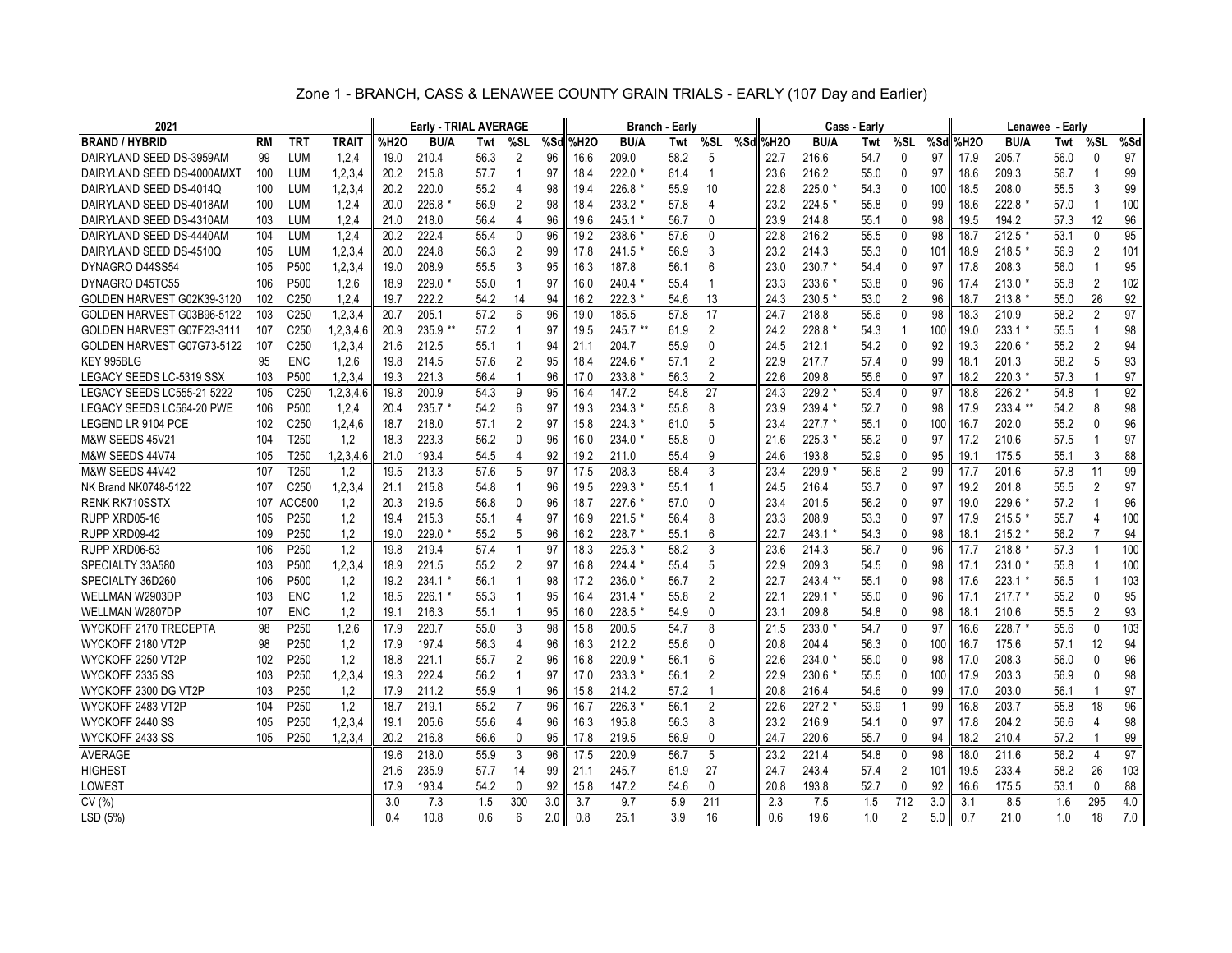# Zone 1 - BRANCH, CASS & LENAWEE COUNTY GRAIN TRIALS - EARLY (107 Day and Earlier)

| 2021 | | | | Early - TRIAL AVERAGE | | | | | Branch - Early | | | | | Cass - Early | | | | | Lenawee - Early | | | | |
|---|---|---|---|---|---|---|---|---|---|---|---|---|---|---|---|---|---|---|---|---|---|---|---|
| BRAND / HYBRID | RM | TRT | TRAIT | %H2O | BU/A | Twt | %SL | %Sd | %H2O | BU/A | Twt | %SL | %Sd | %H2O | BU/A | Twt | %SL | %Sd | %H2O | BU/A | Twt | %SL | %Sd |
| DAIRYLAND SEED DS-3959AM | 99 | LUM | 1,2,4 | 19.0 | 210.4 | 56.3 | 2 | 96 | 16.6 | 209.0 | 58.2 | 5 | | 22.7 | 216.6 | 54.7 | 0 | 97 | 17.9 | 205.7 | 56.0 | 0 | 97 |
| DAIRYLAND SEED DS-4000AMXT | 100 | LUM | 1,2,3,4 | 20.2 | 215.8 | 57.7 | 1 | 97 | 18.4 | 222.0 * | 61.4 | 1 | | 23.6 | 216.2 | 55.0 | 0 | 97 | 18.6 | 209.3 | 56.7 | 1 | 99 |
| DAIRYLAND SEED DS-4014Q | 100 | LUM | 1,2,3,4 | 20.2 | 220.0 | 55.2 | 4 | 98 | 19.4 | 226.8 * | 55.9 | 10 | | 22.8 | 225.0 * | 54.3 | 0 | 100 | 18.5 | 208.0 | 55.5 | 3 | 99 |
| DAIRYLAND SEED DS-4018AM | 100 | LUM | 1,2,4 | 20.0 | 226.8 * | 56.9 | 2 | 98 | 18.4 | 233.2 * | 57.8 | 4 | | 23.2 | 224.5 * | 55.8 | 0 | 99 | 18.6 | 222.8 * | 57.0 | 1 | 100 |
| DAIRYLAND SEED DS-4310AM | 103 | LUM | 1,2,4 | 21.0 | 218.0 | 56.4 | 4 | 96 | 19.6 | 245.1 * | 56.7 | 0 | | 23.9 | 214.8 | 55.1 | 0 | 98 | 19.5 | 194.2 | 57.3 | 12 | 96 |
| DAIRYLAND SEED DS-4440AM | 104 | LUM | 1,2,4 | 20.2 | 222.4 | 55.4 | 0 | 96 | 19.2 | 238.6 * | 57.6 | 0 | | 22.8 | 216.2 | 55.5 | 0 | 98 | 18.7 | 212.5 * | 53.1 | 0 | 95 |
| DAIRYLAND SEED DS-4510Q | 105 | LUM | 1,2,3,4 | 20.0 | 224.8 | 56.3 | 2 | 99 | 17.8 | 241.5 * | 56.9 | 3 | | 23.2 | 214.3 | 55.3 | 0 | 101 | 18.9 | 218.5 * | 56.9 | 2 | 101 |
| DYNAGRO D44SS54 | 105 | P500 | 1,2,3,4 | 19.0 | 208.9 | 55.5 | 3 | 95 | 16.3 | 187.8 | 56.1 | 6 | | 23.0 | 230.7 * | 54.4 | 0 | 97 | 17.8 | 208.3 | 56.0 | 1 | 95 |
| DYNAGRO D45TC55 | 106 | P500 | 1,2,6 | 18.9 | 229.0 * | 55.0 | 1 | 97 | 16.0 | 240.4 * | 55.4 | 1 | | 23.3 | 233.6 * | 53.8 | 0 | 96 | 17.4 | 213.0 * | 55.8 | 2 | 102 |
| GOLDEN HARVEST G02K39-3120 | 102 | C250 | 1,2,4 | 19.7 | 222.2 | 54.2 | 14 | 94 | 16.2 | 222.3 * | 54.6 | 13 | | 24.3 | 230.5 * | 53.0 | 2 | 96 | 18.7 | 213.8 * | 55.0 | 26 | 92 |
| GOLDEN HARVEST G03B96-5122 | 103 | C250 | 1,2,3,4 | 20.7 | 205.1 | 57.2 | 6 | 96 | 19.0 | 185.5 | 57.8 | 17 | | 24.7 | 218.8 | 55.6 | 0 | 98 | 18.3 | 210.9 | 58.2 | 2 | 97 |
| GOLDEN HARVEST G07F23-3111 | 107 | C250 | 1,2,3,4,6 | 20.9 | 235.9 ** | 57.2 | 1 | 97 | 19.5 | 245.7 ** | 61.9 | 2 | | 24.2 | 228.8 * | 54.3 | 1 | 100 | 19.0 | 233.1 * | 55.5 | 1 | 98 |
| GOLDEN HARVEST G07G73-5122 | 107 | C250 | 1,2,3,4 | 21.6 | 212.5 | 55.1 | 1 | 94 | 21.1 | 204.7 | 55.9 | 0 | | 24.5 | 212.1 | 54.2 | 0 | 92 | 19.3 | 220.6 * | 55.2 | 2 | 94 |
| KEY 995BLG | 95 | ENC | 1,2,6 | 19.8 | 214.5 | 57.6 | 2 | 95 | 18.4 | 224.6 * | 57.1 | 2 | | 22.9 | 217.7 | 57.4 | 0 | 99 | 18.1 | 201.3 | 58.2 | 5 | 93 |
| LEGACY SEEDS LC-5319 SSX | 103 | P500 | 1,2,3,4 | 19.3 | 221.3 | 56.4 | 1 | 96 | 17.0 | 233.8 * | 56.3 | 2 | | 22.6 | 209.8 | 55.6 | 0 | 97 | 18.2 | 220.3 * | 57.3 | 1 | 97 |
| LEGACY SEEDS LC555-21 5222 | 105 | C250 | 1,2,3,4,6 | 19.8 | 200.9 | 54.3 | 9 | 95 | 16.4 | 147.2 | 54.8 | 27 | | 24.3 | 229.2 * | 53.4 | 0 | 97 | 18.8 | 226.2 * | 54.8 | 1 | 92 |
| LEGACY SEEDS LC564-20 PWE | 106 | P500 | 1,2,4 | 20.4 | 235.7 * | 54.2 | 6 | 97 | 19.3 | 234.3 * | 55.8 | 8 | | 23.9 | 239.4 * | 52.7 | 0 | 98 | 17.9 | 233.4 ** | 54.2 | 8 | 98 |
| LEGEND LR 9104 PCE | 102 | C250 | 1,2,4,6 | 18.7 | 218.0 | 57.1 | 2 | 97 | 15.8 | 224.3 * | 61.0 | 5 | | 23.4 | 227.7 * | 55.1 | 0 | 100 | 16.7 | 202.0 | 55.2 | 0 | 96 |
| M&W SEEDS 45V21 | 104 | T250 | 1,2 | 18.3 | 223.3 | 56.2 | 0 | 96 | 16.0 | 234.0 * | 55.8 | 0 | | 21.6 | 225.3 * | 55.2 | 0 | 97 | 17.2 | 210.6 | 57.5 | 1 | 97 |
| M&W SEEDS 44V74 | 105 | T250 | 1,2,3,4,6 | 21.0 | 193.4 | 54.5 | 4 | 92 | 19.2 | 211.0 | 55.4 | 9 | | 24.6 | 193.8 | 52.9 | 0 | 95 | 19.1 | 175.5 | 55.1 | 3 | 88 |
| M&W SEEDS 44V42 | 107 | T250 | 1,2 | 19.5 | 213.3 | 57.6 | 5 | 97 | 17.5 | 208.3 | 58.4 | 3 | | 23.4 | 229.9 * | 56.6 | 2 | 99 | 17.7 | 201.6 | 57.8 | 11 | 99 |
| NK Brand NK0748-5122 | 107 | C250 | 1,2,3,4 | 21.1 | 215.8 | 54.8 | 1 | 96 | 19.5 | 229.3 * | 55.1 | 1 | | 24.5 | 216.4 | 53.7 | 0 | 97 | 19.2 | 201.8 | 55.5 | 2 | 97 |
| RENK RK710SSTX | 107 | ACC500 | 1,2 | 20.3 | 219.5 | 56.8 | 0 | 96 | 18.7 | 227.6 * | 57.0 | 0 | | 23.4 | 201.5 | 56.2 | 0 | 97 | 19.0 | 229.6 * | 57.2 | 1 | 96 |
| RUPP XRD05-16 | 105 | P250 | 1,2 | 19.4 | 215.3 | 55.1 | 4 | 97 | 16.9 | 221.5 * | 56.4 | 8 | | 23.3 | 208.9 | 53.3 | 0 | 97 | 17.9 | 215.5 * | 55.7 | 4 | 100 |
| RUPP XRD09-42 | 109 | P250 | 1,2 | 19.0 | 229.0 * | 55.2 | 5 | 96 | 16.2 | 228.7 * | 55.1 | 6 | | 22.7 | 243.1 * | 54.3 | 0 | 98 | 18.1 | 215.2 * | 56.2 | 7 | 94 |
| RUPP XRD06-53 | 106 | P250 | 1,2 | 19.8 | 219.4 | 57.4 | 1 | 97 | 18.3 | 225.3 * | 58.2 | 3 | | 23.6 | 214.3 | 56.7 | 0 | 96 | 17.7 | 218.8 * | 57.3 | 1 | 100 |
| SPECIALTY 33A580 | 103 | P500 | 1,2,3,4 | 18.9 | 221.5 | 55.2 | 2 | 97 | 16.8 | 224.4 * | 55.4 | 5 | | 22.9 | 209.3 | 54.5 | 0 | 98 | 17.1 | 231.0 * | 55.8 | 1 | 100 |
| SPECIALTY 36D260 | 106 | P500 | 1,2 | 19.2 | 234.1 * | 56.1 | 1 | 98 | 17.2 | 236.0 * | 56.7 | 2 | | 22.7 | 243.4 ** | 55.1 | 0 | 98 | 17.6 | 223.1 * | 56.5 | 1 | 103 |
| WELLMAN W2903DP | 103 | ENC | 1,2 | 18.5 | 226.1 * | 55.3 | 1 | 95 | 16.4 | 231.4 * | 55.8 | 2 | | 22.1 | 229.1 * | 55.0 | 0 | 96 | 17.1 | 217.7 * | 55.2 | 0 | 95 |
| WELLMAN W2807DP | 107 | ENC | 1,2 | 19.1 | 216.3 | 55.1 | 1 | 95 | 16.0 | 228.5 * | 54.9 | 0 | | 23.1 | 209.8 | 54.8 | 0 | 98 | 18.1 | 210.6 | 55.5 | 2 | 93 |
| WYCKOFF 2170 TRECEPTA | 98 | P250 | 1,2,6 | 17.9 | 220.7 | 55.0 | 3 | 98 | 15.8 | 200.5 | 54.7 | 8 | | 21.5 | 233.0 * | 54.7 | 0 | 97 | 16.6 | 228.7 * | 55.6 | 0 | 103 |
| WYCKOFF 2180 VT2P | 98 | P250 | 1,2 | 17.9 | 197.4 | 56.3 | 4 | 96 | 16.3 | 212.2 | 55.6 | 0 | | 20.8 | 204.4 | 56.3 | 0 | 100 | 16.7 | 175.6 | 57.1 | 12 | 94 |
| WYCKOFF 2250 VT2P | 102 | P250 | 1,2 | 18.8 | 221.1 | 55.7 | 2 | 96 | 16.8 | 220.9 * | 56.1 | 6 | | 22.6 | 234.0 * | 55.0 | 0 | 98 | 17.0 | 208.3 | 56.0 | 0 | 96 |
| WYCKOFF 2335 SS | 103 | P250 | 1,2,3,4 | 19.3 | 222.4 | 56.2 | 1 | 97 | 17.0 | 233.3 * | 56.1 | 2 | | 22.9 | 230.6 * | 55.5 | 0 | 100 | 17.9 | 203.3 | 56.9 | 0 | 98 |
| WYCKOFF 2300 DG VT2P | 103 | P250 | 1,2 | 17.9 | 211.2 | 55.9 | 1 | 96 | 15.8 | 214.2 | 57.2 | 1 | | 20.8 | 216.4 | 54.6 | 0 | 99 | 17.0 | 203.0 | 56.1 | 1 | 97 |
| WYCKOFF 2483 VT2P | 104 | P250 | 1,2 | 18.7 | 219.1 | 55.2 | 7 | 96 | 16.7 | 226.3 * | 56.1 | 2 | | 22.6 | 227.2 * | 53.9 | 1 | 99 | 16.8 | 203.7 | 55.8 | 18 | 96 |
| WYCKOFF 2440 SS | 105 | P250 | 1,2,3,4 | 19.1 | 205.6 | 55.6 | 4 | 96 | 16.3 | 195.8 | 56.3 | 8 | | 23.2 | 216.9 | 54.1 | 0 | 97 | 17.8 | 204.2 | 56.6 | 4 | 98 |
| WYCKOFF 2433 SS | 105 | P250 | 1,2,3,4 | 20.2 | 216.8 | 56.6 | 0 | 95 | 17.8 | 219.5 | 56.9 | 0 | | 24.7 | 220.6 | 55.7 | 0 | 94 | 18.2 | 210.4 | 57.2 | 1 | 99 |
| AVERAGE | | | | 19.6 | 218.0 | 55.9 | 3 | 96 | 17.5 | 220.9 | 56.7 | 5 | | 23.2 | 221.4 | 54.8 | 0 | 98 | 18.0 | 211.6 | 56.2 | 4 | 97 |
| HIGHEST | | | | 21.6 | 235.9 | 57.7 | 14 | 99 | 21.1 | 245.7 | 61.9 | 27 | | 24.7 | 243.4 | 57.4 | 2 | 101 | 19.5 | 233.4 | 58.2 | 26 | 103 |
| LOWEST | | | | 17.9 | 193.4 | 54.2 | 0 | 92 | 15.8 | 147.2 | 54.6 | 0 | | 20.8 | 193.8 | 52.7 | 0 | 92 | 16.6 | 175.5 | 53.1 | 0 | 88 |
| CV (%) | | | | 3.0 | 7.3 | 1.5 | 300 | 3.0 | 3.7 | 9.7 | 5.9 | 211 | | 2.3 | 7.5 | 1.5 | 712 | 3.0 | 3.1 | 8.5 | 1.6 | 295 | 4.0 |
| LSD (5%) | | | | 0.4 | 10.8 | 0.6 | 6 | 2.0 | 0.8 | 25.1 | 3.9 | 16 | | 0.6 | 19.6 | 1.0 | 2 | 5.0 | 0.7 | 21.0 | 1.0 | 18 | 7.0 |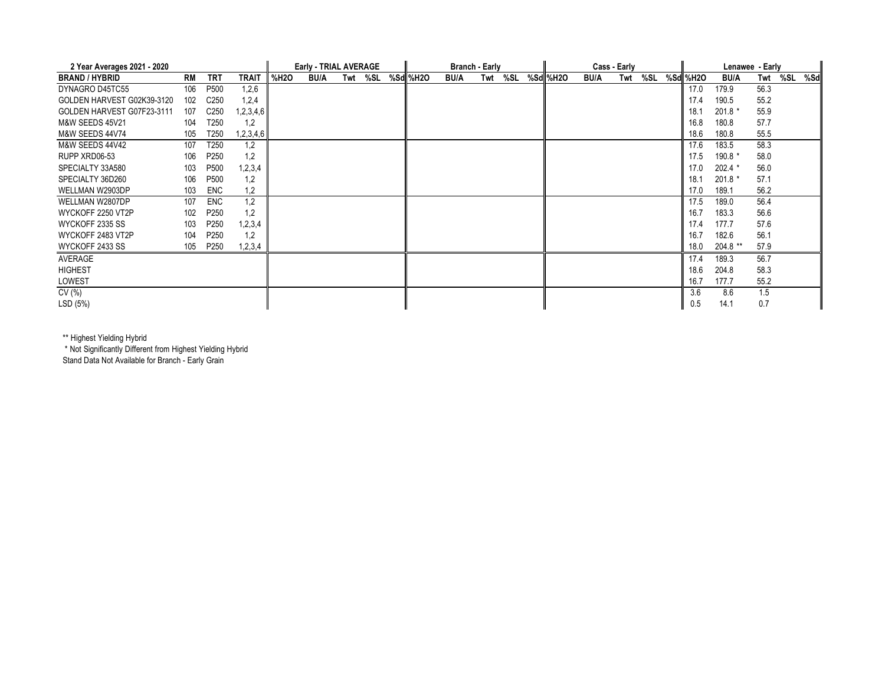| 2 Year Averages 2021 - 2020 | | | | Early - TRIAL AVERAGE | | | | | Branch - Early | | | | | Cass - Early | | | | | Lenawee - Early | | | | |
|---|---|---|---|---|---|---|---|---|---|---|---|---|---|---|---|---|---|---|---|---|---|---|---|
| BRAND / HYBRID | RM | TRT | TRAIT | %H2O | BU/A | Twt | %SL | %Sd | %H2O | BU/A | Twt | %SL | %Sd | %H2O | BU/A | Twt | %SL | %Sd | %H2O | BU/A | Twt | %SL | %Sd |
| DYNAGRO D45TC55 | 106 | P500 | 1,2,6 | | | | | | | | | | | | | | | | 17.0 | 179.9 | 56.3 | | |
| GOLDEN HARVEST G02K39-3120 | 102 | C250 | 1,2,4 | | | | | | | | | | | | | | | | 17.4 | 190.5 | 55.2 | | |
| GOLDEN HARVEST G07F23-3111 | 107 | C250 | 1,2,3,4,6 | | | | | | | | | | | | | | | | 18.1 | 201.8 * | 55.9 | | |
| M&W SEEDS 45V21 | 104 | T250 | 1,2 | | | | | | | | | | | | | | | | 16.8 | 180.8 | 57.7 | | |
| M&W SEEDS 44V74 | 105 | T250 | 1,2,3,4,6 | | | | | | | | | | | | | | | | 18.6 | 180.8 | 55.5 | | |
| M&W SEEDS 44V42 | 107 | T250 | 1,2 | | | | | | | | | | | | | | | | 17.6 | 183.5 | 58.3 | | |
| RUPP XRD06-53 | 106 | P250 | 1,2 | | | | | | | | | | | | | | | | 17.5 | 190.8 * | 58.0 | | |
| SPECIALTY 33A580 | 103 | P500 | 1,2,3,4 | | | | | | | | | | | | | | | | 17.0 | 202.4 * | 56.0 | | |
| SPECIALTY 36D260 | 106 | P500 | 1,2 | | | | | | | | | | | | | | | | 18.1 | 201.8 * | 57.1 | | |
| WELLMAN W2903DP | 103 | ENC | 1,2 | | | | | | | | | | | | | | | | 17.0 | 189.1 | 56.2 | | |
| WELLMAN W2807DP | 107 | ENC | 1,2 | | | | | | | | | | | | | | | | 17.5 | 189.0 | 56.4 | | |
| WYCKOFF 2250 VT2P | 102 | P250 | 1,2 | | | | | | | | | | | | | | | | 16.7 | 183.3 | 56.6 | | |
| WYCKOFF 2335 SS | 103 | P250 | 1,2,3,4 | | | | | | | | | | | | | | | | 17.4 | 177.7 | 57.6 | | |
| WYCKOFF 2483 VT2P | 104 | P250 | 1,2 | | | | | | | | | | | | | | | | 16.7 | 182.6 | 56.1 | | |
| WYCKOFF 2433 SS | 105 | P250 | 1,2,3,4 | | | | | | | | | | | | | | | | 18.0 | 204.8 ** | 57.9 | | |
| AVERAGE | | | | | | | | | | | | | | | | | | | 17.4 | 189.3 | 56.7 | | |
| HIGHEST | | | | | | | | | | | | | | | | | | | 18.6 | 204.8 | 58.3 | | |
| LOWEST | | | | | | | | | | | | | | | | | | | 16.7 | 177.7 | 55.2 | | |
| CV (%) | | | | | | | | | | | | | | | | | | | 3.6 | 8.6 | 1.5 | | |
| LSD (5%) | | | | | | | | | | | | | | | | | | | 0.5 | 14.1 | 0.7 | | |

** Highest Yielding Hybrid

* Not Significantly Different from Highest Yielding Hybrid

Stand Data Not Available for Branch - Early Grain